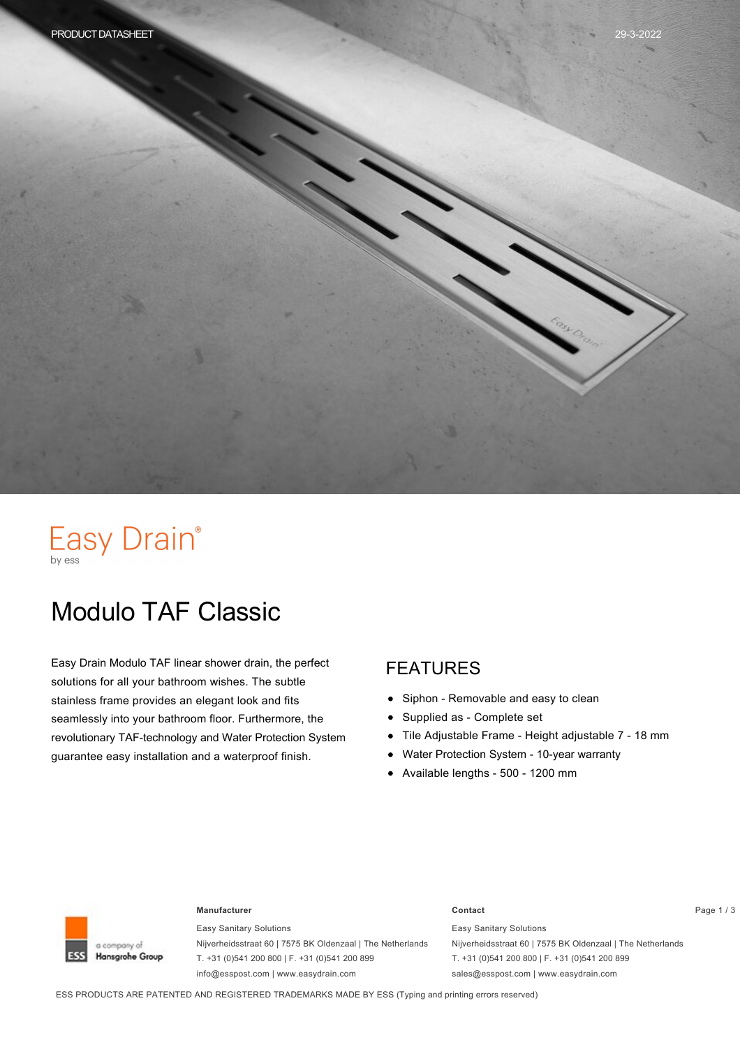PRODUCT DATASHEET

29-3-2022

Easy Drain®
by ess

# Modulo TAF Classic

Easy Drain Modulo TAF linear shower drain, the perfect solutions for all your bathroom wishes. The subtle stainless frame provides an elegant look and fits seamlessly into your bathroom floor. Furthermore, the revolutionary TAF-technology and Water Protection System guarantee easy installation and a waterproof finish.

## FEATURES

- Siphon - Removable and easy to clean
- Supplied as - Complete set
- Tile Adjustable Frame - Height adjustable 7 - 18 mm
- Water Protection System - 10-year warranty
- Available lengths - 500 - 1200 mm

ESS a company of Hansgrohe Group

**Manufacturer**

Easy Sanitary Solutions
Nijverheidsstraat 60 | 7575 BK Oldenzaal | The Netherlands
T. +31 (0)541 200 800 | F. +31 (0)541 200 899
info@esspost.com | www.easydrain.com

**Contact**

Easy Sanitary Solutions
Nijverheidsstraat 60 | 7575 BK Oldenzaal | The Netherlands
T. +31 (0)541 200 800 | F. +31 (0)541 200 899
sales@esspost.com | www.easydrain.com

ESS PRODUCTS ARE PATENTED AND REGISTERED TRADEMARKS MADE BY ESS (Typing and printing errors reserved)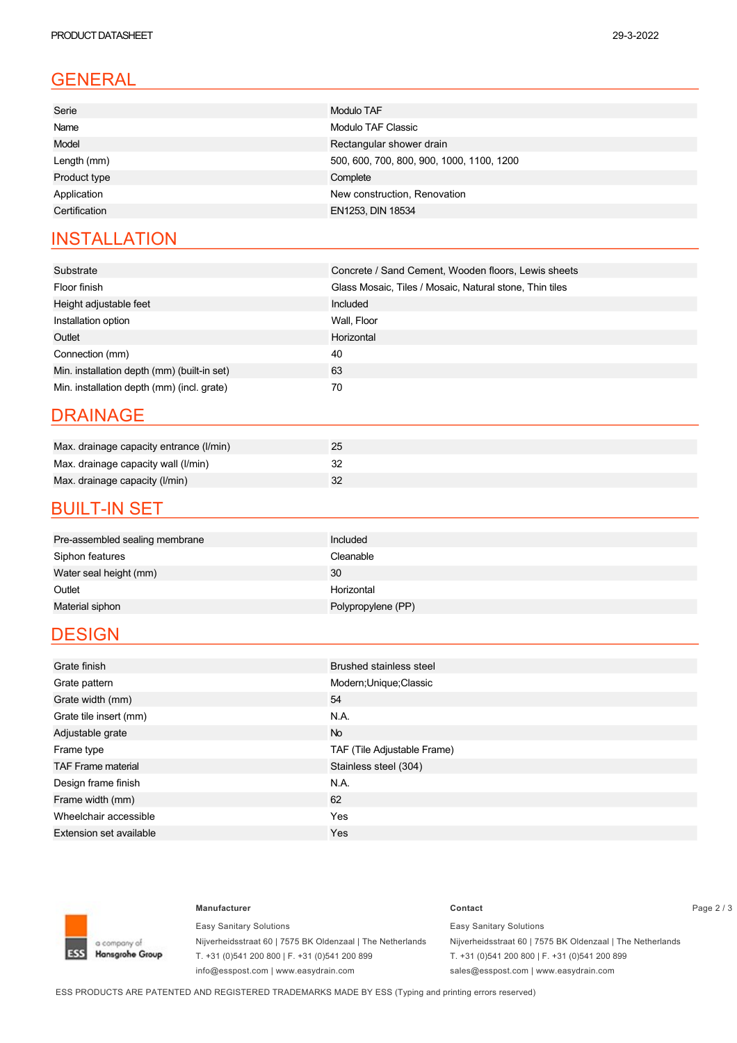## GENERAL

| | |
|---|---|
| Serie | Modulo TAF |
| Name | Modulo TAF Classic |
| Model | Rectangular shower drain |
| Length (mm) | 500, 600, 700, 800, 900, 1000, 1100, 1200 |
| Product type | Complete |
| Application | New construction, Renovation |
| Certification | EN1253, DIN 18534 |

## INSTALLATION

| | |
|---|---|
| Substrate | Concrete / Sand Cement, Wooden floors, Lewis sheets |
| Floor finish | Glass Mosaic, Tiles / Mosaic, Natural stone, Thin tiles |
| Height adjustable feet | Included |
| Installation option | Wall, Floor |
| Outlet | Horizontal |
| Connection (mm) | 40 |
| Min. installation depth (mm) (built-in set) | 63 |
| Min. installation depth (mm) (incl. grate) | 70 |

## DRAINAGE

| | |
|---|---|
| Max. drainage capacity entrance (l/min) | 25 |
| Max. drainage capacity wall (l/min) | 32 |
| Max. drainage capacity (l/min) | 32 |

## BUILT-IN SET

| | |
|---|---|
| Pre-assembled sealing membrane | Included |
| Siphon features | Cleanable |
| Water seal height (mm) | 30 |
| Outlet | Horizontal |
| Material siphon | Polypropylene (PP) |

## DESIGN

| | |
|---|---|
| Grate finish | Brushed stainless steel |
| Grate pattern | Modern;Unique;Classic |
| Grate width (mm) | 54 |
| Grate tile insert (mm) | N.A. |
| Adjustable grate | No |
| Frame type | TAF (Tile Adjustable Frame) |
| TAF Frame material | Stainless steel (304) |
| Design frame finish | N.A. |
| Frame width (mm) | 62 |
| Wheelchair accessible | Yes |
| Extension set available | Yes |

**Manufacturer**

Easy Sanitary Solutions
Nijverheidsstraat 60 | 7575 BK Oldenzaal | The Netherlands
T. +31 (0)541 200 800 | F. +31 (0)541 200 899
info@esspost.com | www.easydrain.com

**Contact**

Easy Sanitary Solutions
Nijverheidsstraat 60 | 7575 BK Oldenzaal | The Netherlands
T. +31 (0)541 200 800 | F. +31 (0)541 200 899
sales@esspost.com | www.easydrain.com

ESS PRODUCTS ARE PATENTED AND REGISTERED TRADEMARKS MADE BY ESS (Typing and printing errors reserved)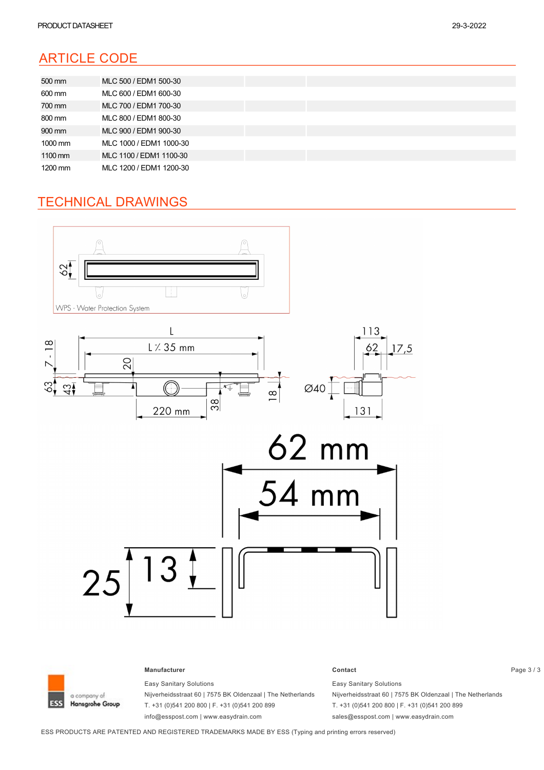## ARTICLE CODE

| | | | |
|---|---|---|---|
| 500 mm | MLC 500 / EDM1 500-30 | | |
| 600 mm | MLC 600 / EDM1 600-30 | | |
| 700 mm | MLC 700 / EDM1 700-30 | | |
| 800 mm | MLC 800 / EDM1 800-30 | | |
| 900 mm | MLC 900 / EDM1 900-30 | | |
| 1000 mm | MLC 1000 / EDM1 1000-30 | | |
| 1100 mm | MLC 1100 / EDM1 1100-30 | | |
| 1200 mm | MLC 1200 / EDM1 1200-30 | | |

## TECHNICAL DRAWINGS

62

WPS - Water Protection System

L

L ⁒ 35 mm

7 - 18

20

63

43

220 mm

38

18

113

62

17,5

Ø40

131

62 mm

54 mm

25

13

**Manufacturer**

Easy Sanitary Solutions
Nijverheidsstraat 60 | 7575 BK Oldenzaal | The Netherlands
T. +31 (0)541 200 800 | F. +31 (0)541 200 899
info@esspost.com | www.easydrain.com

**Contact**

Easy Sanitary Solutions
Nijverheidsstraat 60 | 7575 BK Oldenzaal | The Netherlands
T. +31 (0)541 200 800 | F. +31 (0)541 200 899
sales@esspost.com | www.easydrain.com

ESS PRODUCTS ARE PATENTED AND REGISTERED TRADEMARKS MADE BY ESS (Typing and printing errors reserved)